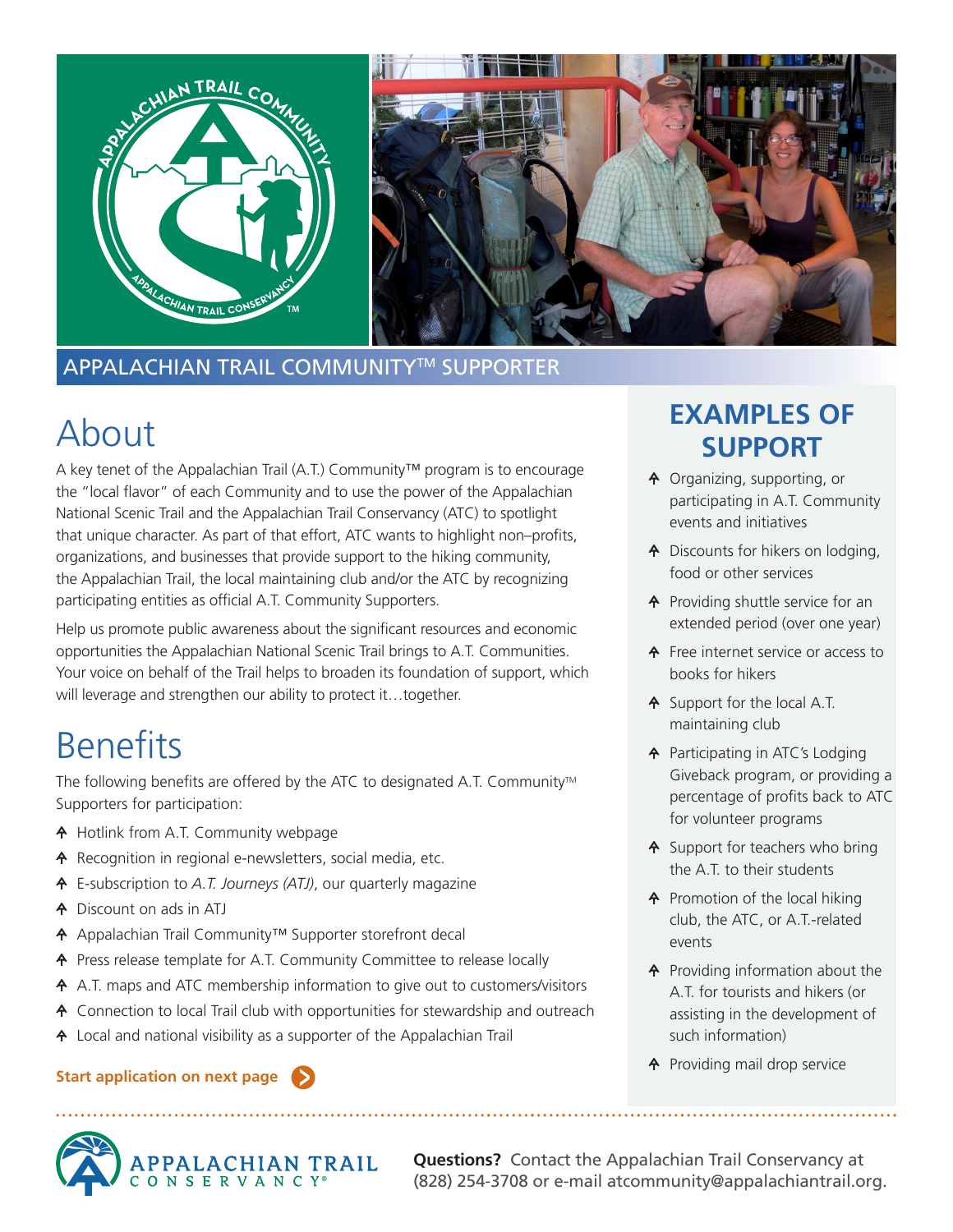# APPALACHIAN TRAIL COMMUNITY™ SUPPORTER

## About

A key tenet of the Appalachian Trail (A.T.) Community™ program is to encourage the "local flavor" of each Community and to use the power of the Appalachian National Scenic Trail and the Appalachian Trail Conservancy (ATC) to spotlight that unique character. As part of that effort, ATC wants to highlight non–profits, organizations, and businesses that provide support to the hiking community, the Appalachian Trail, the local maintaining club and/or the ATC by recognizing participating entities as official A.T. Community Supporters.

Help us promote public awareness about the significant resources and economic opportunities the Appalachian National Scenic Trail brings to A.T. Communities. Your voice on behalf of the Trail helps to broaden its foundation of support, which will leverage and strengthen our ability to protect it…together.

## Benefits

The following benefits are offered by the ATC to designated A.T. Community™ Supporters for participation:

- Hotlink from A.T. Community webpage
- Recognition in regional e-newsletters, social media, etc.
- E-subscription to *A.T. Journeys (ATJ)*, our quarterly magazine
- Discount on ads in ATJ
- Appalachian Trail Community™ Supporter storefront decal
- Press release template for A.T. Community Committee to release locally
- A.T. maps and ATC membership information to give out to customers/visitors
- Connection to local Trail club with opportunities for stewardship and outreach
- Local and national visibility as a supporter of the Appalachian Trail

**Start application on next page**

## EXAMPLES OF SUPPORT

- Organizing, supporting, or participating in A.T. Community events and initiatives
- Discounts for hikers on lodging, food or other services
- Providing shuttle service for an extended period (over one year)
- Free internet service or access to books for hikers
- Support for the local A.T. maintaining club
- Participating in ATC's Lodging Giveback program, or providing a percentage of profits back to ATC for volunteer programs
- Support for teachers who bring the A.T. to their students
- Promotion of the local hiking club, the ATC, or A.T.-related events
- Providing information about the A.T. for tourists and hikers (or assisting in the development of such information)
- Providing mail drop service

APPALACHIAN TRAIL CONSERVANCY®

**Questions?** Contact the Appalachian Trail Conservancy at (828) 254-3708 or e-mail atcommunity@appalachiantrail.org.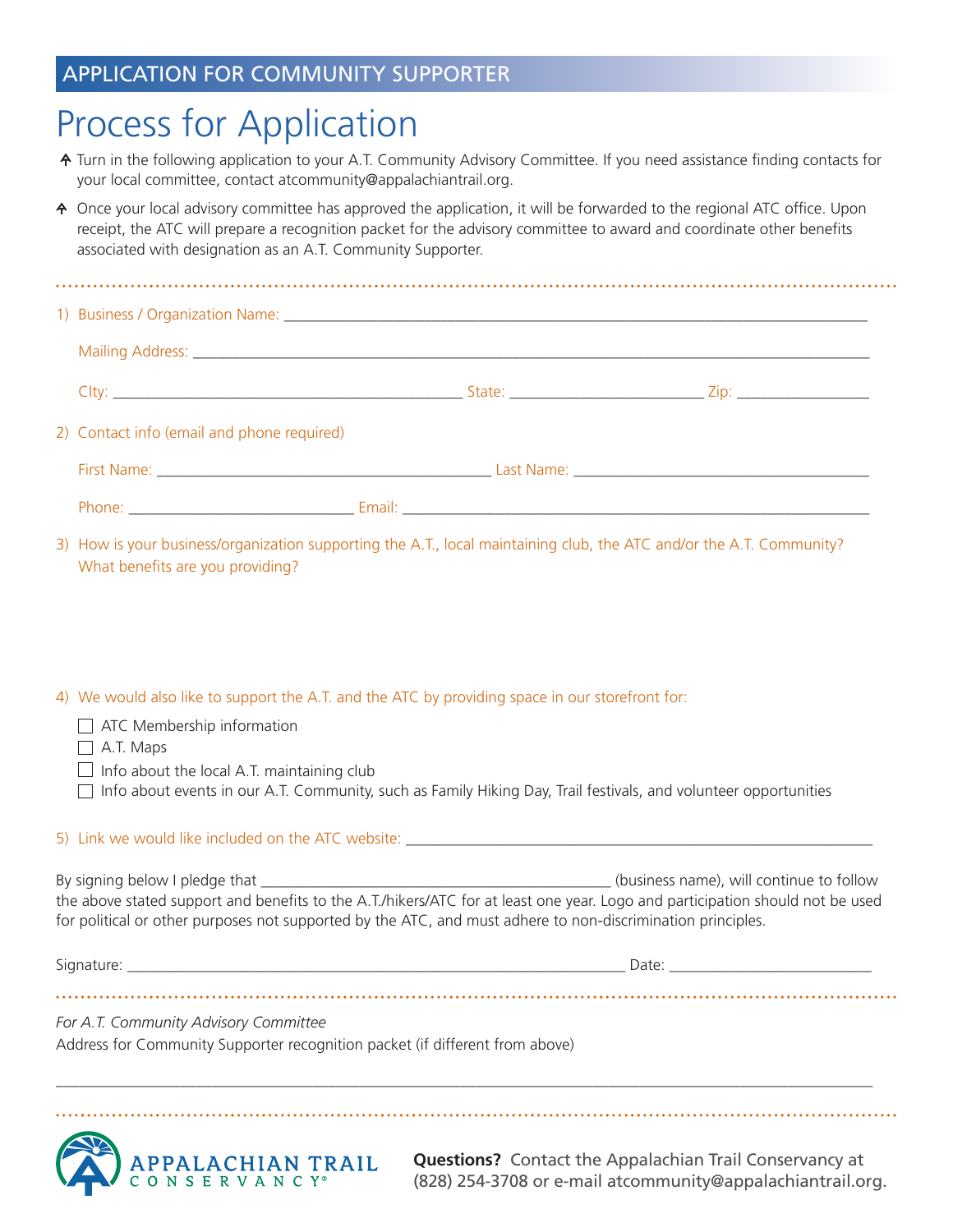## APPLICATION FOR COMMUNITY SUPPORTER

# Process for Application

- Turn in the following application to your A.T. Community Advisory Committee. If you need assistance finding contacts for your local committee, contact atcommunity@appalachiantrail.org.
- Once your local advisory committee has approved the application, it will be forwarded to the regional ATC office. Upon receipt, the ATC will prepare a recognition packet for the advisory committee to award and coordinate other benefits associated with designation as an A.T. Community Supporter.

1) Business / Organization Name: ______________________________

   Mailing Address: ______________________________

   CIty: ____________________ State: ____________________ Zip: ____________________

2) Contact info (email and phone required)

   First Name: ____________________ Last Name: ____________________

   Phone: ____________________ Email: ____________________

3) How is your business/organization supporting the A.T., local maintaining club, the ATC and/or the A.T. Community? What benefits are you providing?

4) We would also like to support the A.T. and the ATC by providing space in our storefront for:

   - ☐ ATC Membership information
   - ☐ A.T. Maps
   - ☐ Info about the local A.T. maintaining club
   - ☐ Info about events in our A.T. Community, such as Family Hiking Day, Trail festivals, and volunteer opportunities

5) Link we would like included on the ATC website: ______________________________

By signing below I pledge that ____________________ (business name), will continue to follow the above stated support and benefits to the A.T./hikers/ATC for at least one year. Logo and participation should not be used for political or other purposes not supported by the ATC, and must adhere to non-discrimination principles.

Signature: ______________________________ Date: ____________________

*For A.T. Community Advisory Committee*

Address for Community Supporter recognition packet (if different from above)

______________________________

APPALACHIAN TRAIL CONSERVANCY®

**Questions?** Contact the Appalachian Trail Conservancy at (828) 254-3708 or e-mail atcommunity@appalachiantrail.org.